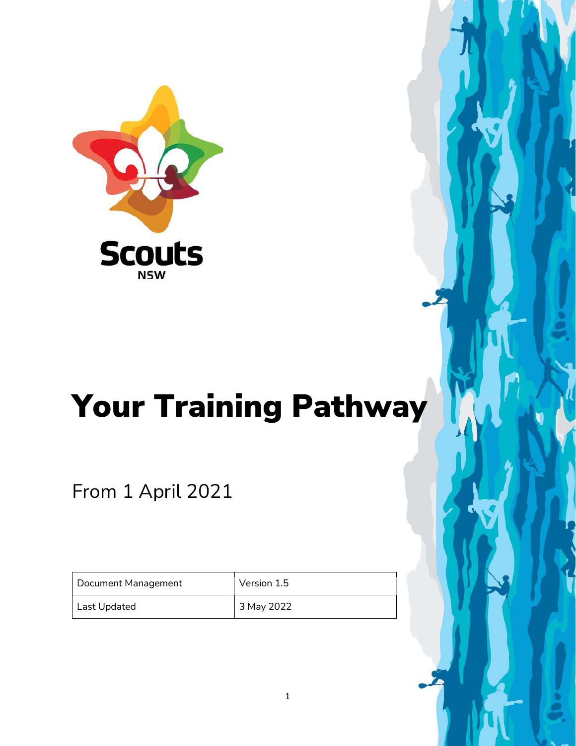Scouts NSW

# Your Training Pathway

From 1 April 2021

| Document Management | Version 1.5 |
| --- | --- |
| Last Updated | 3 May 2022 |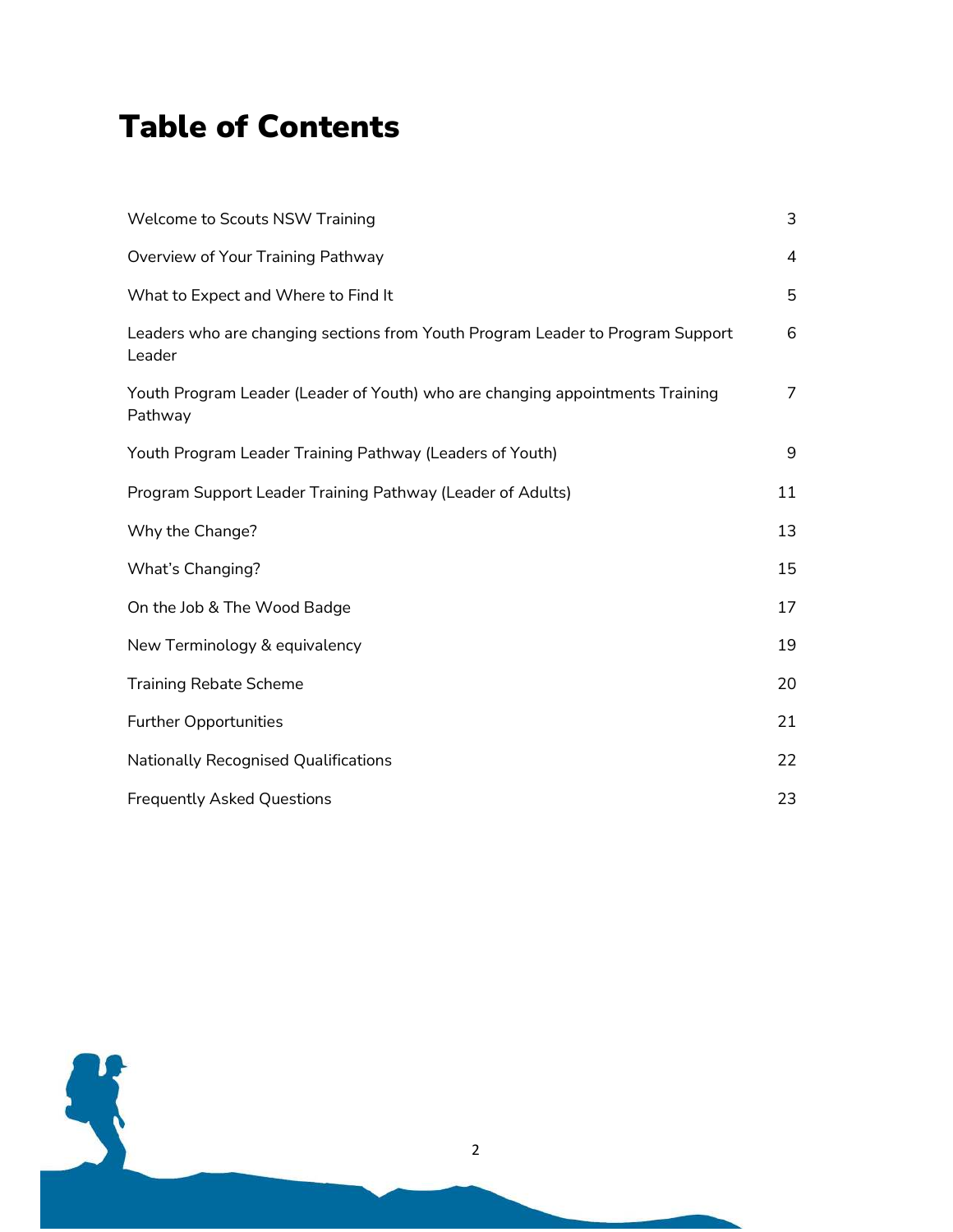# Table of Contents

| | |
|---|---|
| Welcome to Scouts NSW Training | 3 |
| Overview of Your Training Pathway | 4 |
| What to Expect and Where to Find It | 5 |
| Leaders who are changing sections from Youth Program Leader to Program Support Leader | 6 |
| Youth Program Leader (Leader of Youth) who are changing appointments Training Pathway | 7 |
| Youth Program Leader Training Pathway (Leaders of Youth) | 9 |
| Program Support Leader Training Pathway (Leader of Adults) | 11 |
| Why the Change? | 13 |
| What's Changing? | 15 |
| On the Job & The Wood Badge | 17 |
| New Terminology & equivalency | 19 |
| Training Rebate Scheme | 20 |
| Further Opportunities | 21 |
| Nationally Recognised Qualifications | 22 |
| Frequently Asked Questions | 23 |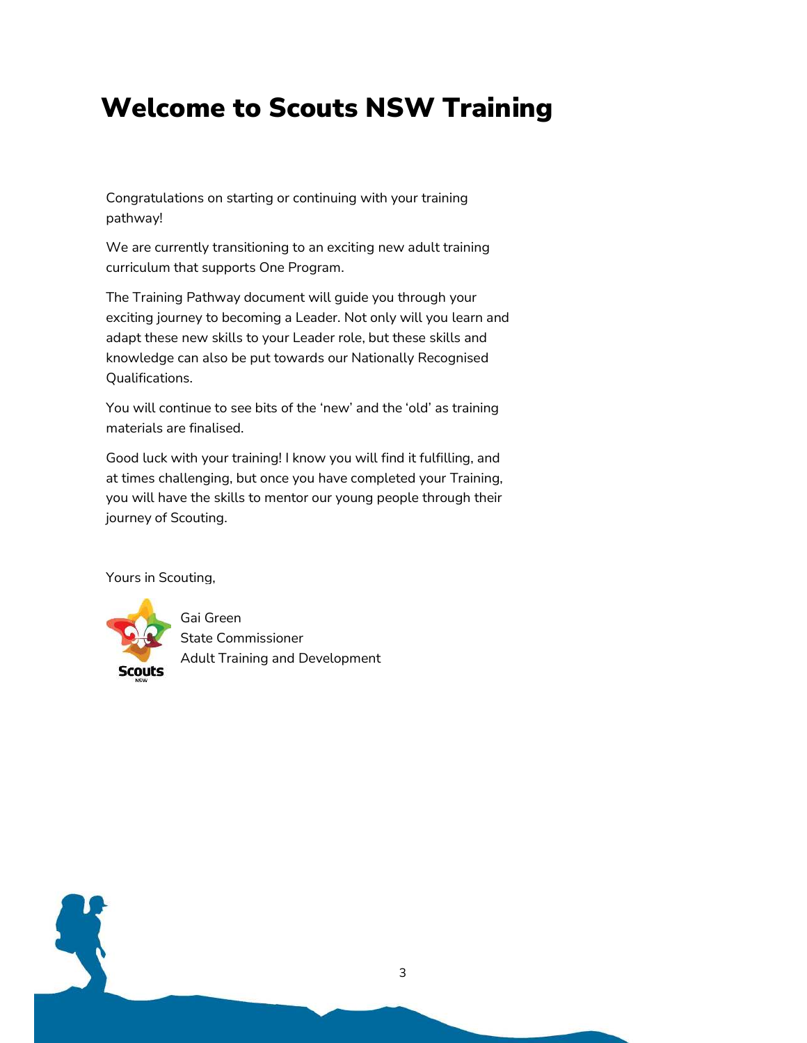# Welcome to Scouts NSW Training

Congratulations on starting or continuing with your training pathway!

We are currently transitioning to an exciting new adult training curriculum that supports One Program.

The Training Pathway document will guide you through your exciting journey to becoming a Leader. Not only will you learn and adapt these new skills to your Leader role, but these skills and knowledge can also be put towards our Nationally Recognised Qualifications.

You will continue to see bits of the 'new' and the 'old' as training materials are finalised.

Good luck with your training! I know you will find it fulfilling, and at times challenging, but once you have completed your Training, you will have the skills to mentor our young people through their journey of Scouting.

Yours in Scouting,

Gai Green
State Commissioner
Adult Training and Development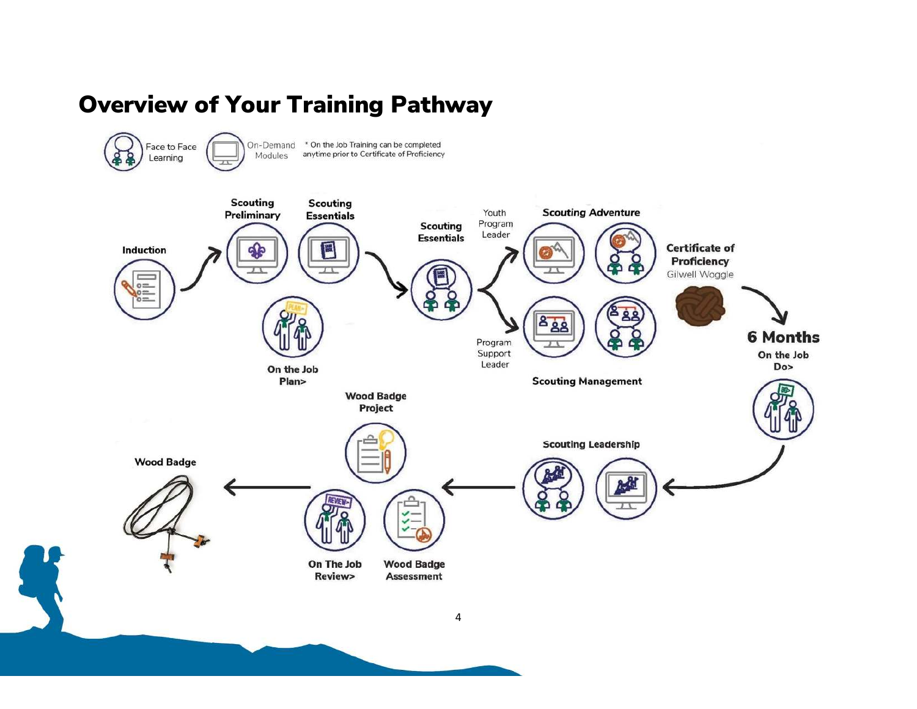# Overview of Your Training Pathway

Face to Face Learning

On-Demand Modules

* On the Job Training can be completed anytime prior to Certificate of Proficiency

Induction

Scouting Preliminary

Scouting Essentials

On the Job Plan>

Scouting Essentials

Youth Program Leader

Scouting Adventure

Program Support Leader

Scouting Management

Certificate of Proficiency

Gilwell Woggle

6 Months

On the Job Do>

Scouting Leadership

Wood Badge Project

On The Job Review>

Wood Badge Assessment

Wood Badge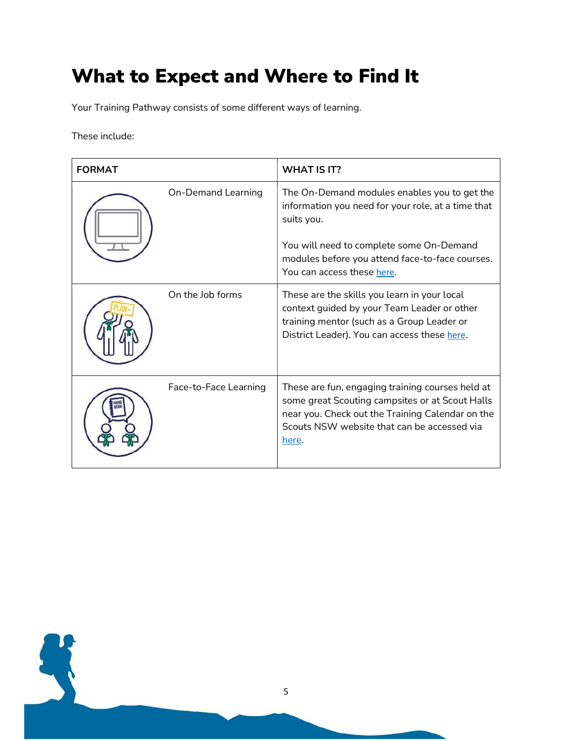# What to Expect and Where to Find It

Your Training Pathway consists of some different ways of learning.

These include:

| FORMAT | WHAT IS IT? |
|---|---|
| On-Demand Learning | The On-Demand modules enables you to get the information you need for your role, at a time that suits you.<br><br>You will need to complete some On-Demand modules before you attend face-to-face courses. You can access these here. |
| On the Job forms | These are the skills you learn in your local context guided by your Team Leader or other training mentor (such as a Group Leader or District Leader). You can access these here. |
| Face-to-Face Learning | These are fun, engaging training courses held at some great Scouting campsites or at Scout Halls near you. Check out the Training Calendar on the Scouts NSW website that can be accessed via here. |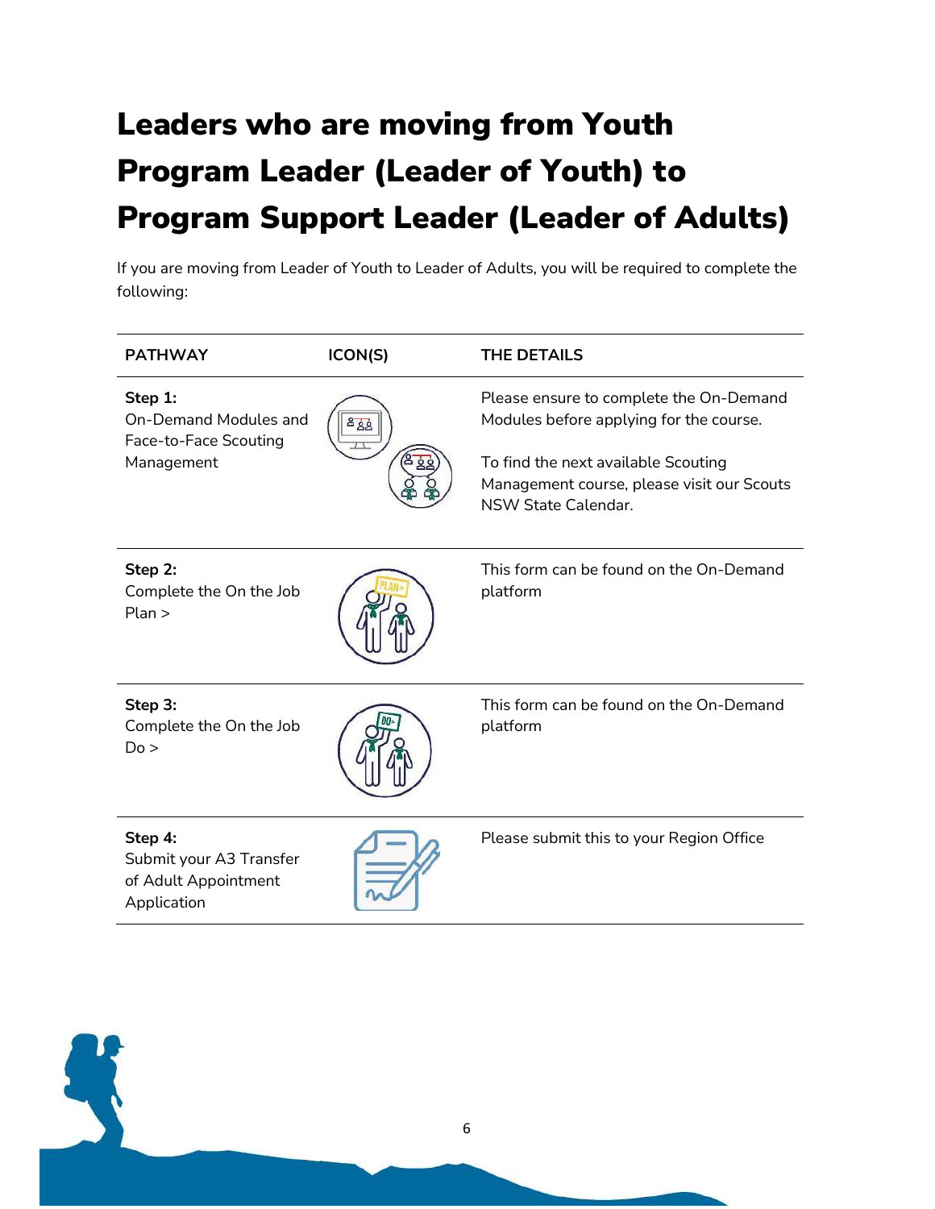# Leaders who are moving from Youth Program Leader (Leader of Youth) to Program Support Leader (Leader of Adults)

If you are moving from Leader of Youth to Leader of Adults, you will be required to complete the following:

| PATHWAY | ICON(S) | THE DETAILS |
| --- | --- | --- |
| **Step 1:** On-Demand Modules and Face-to-Face Scouting Management | | Please ensure to complete the On-Demand Modules before applying for the course. To find the next available Scouting Management course, please visit our Scouts NSW State Calendar. |
| **Step 2:** Complete the On the Job Plan > | | This form can be found on the On-Demand platform |
| **Step 3:** Complete the On the Job Do > | | This form can be found on the On-Demand platform |
| **Step 4:** Submit your A3 Transfer of Adult Appointment Application | | Please submit this to your Region Office |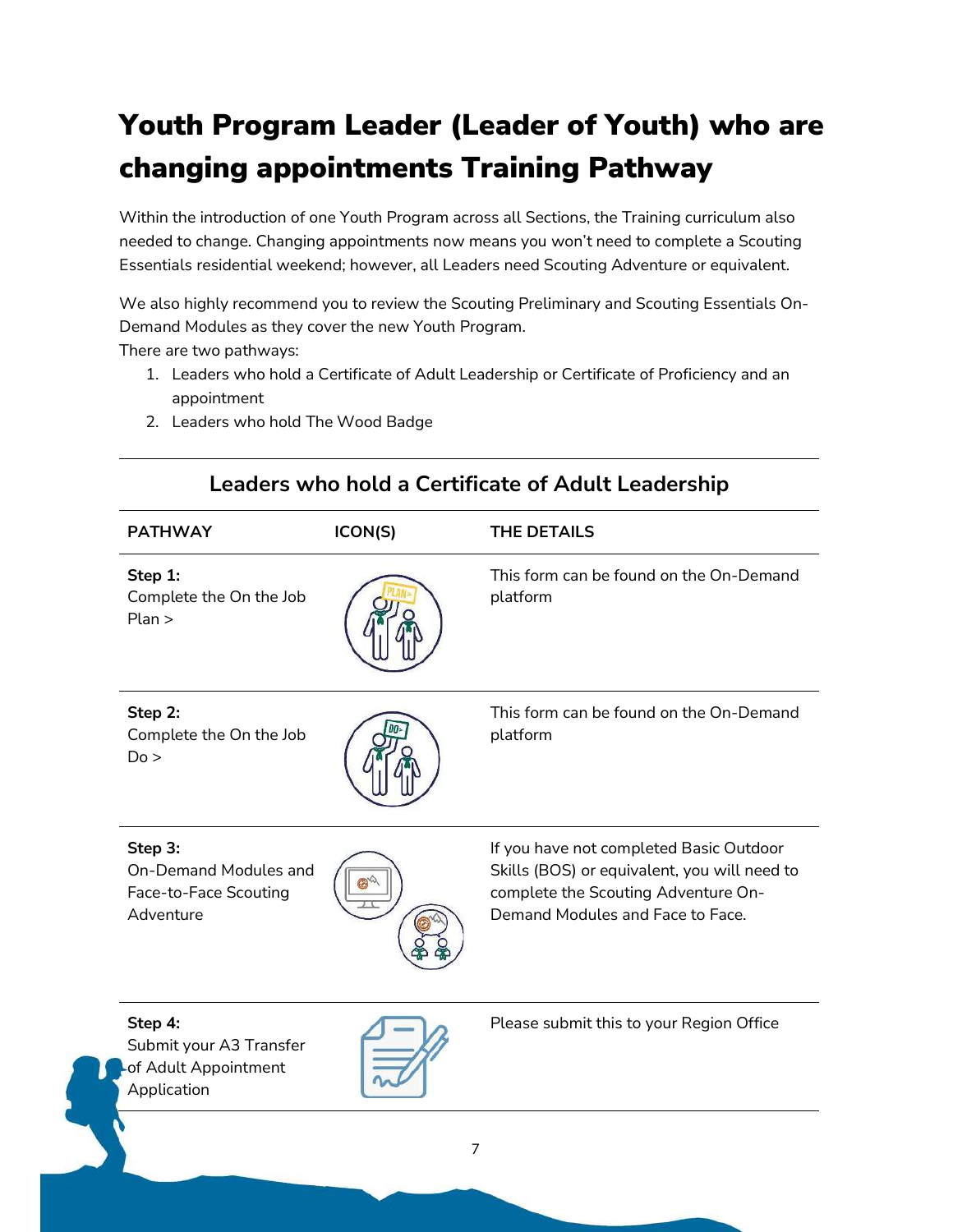# Youth Program Leader (Leader of Youth) who are changing appointments Training Pathway

Within the introduction of one Youth Program across all Sections, the Training curriculum also needed to change. Changing appointments now means you won't need to complete a Scouting Essentials residential weekend; however, all Leaders need Scouting Adventure or equivalent.

We also highly recommend you to review the Scouting Preliminary and Scouting Essentials On-Demand Modules as they cover the new Youth Program.

There are two pathways:

1. Leaders who hold a Certificate of Adult Leadership or Certificate of Proficiency and an appointment
2. Leaders who hold The Wood Badge

## Leaders who hold a Certificate of Adult Leadership

| PATHWAY | ICON(S) | THE DETAILS |
| --- | --- | --- |
| **Step 1:** Complete the On the Job Plan > | | This form can be found on the On-Demand platform |
| **Step 2:** Complete the On the Job Do > | | This form can be found on the On-Demand platform |
| **Step 3:** On-Demand Modules and Face-to-Face Scouting Adventure | | If you have not completed Basic Outdoor Skills (BOS) or equivalent, you will need to complete the Scouting Adventure On-Demand Modules and Face to Face. |
| **Step 4:** Submit your A3 Transfer of Adult Appointment Application | | Please submit this to your Region Office |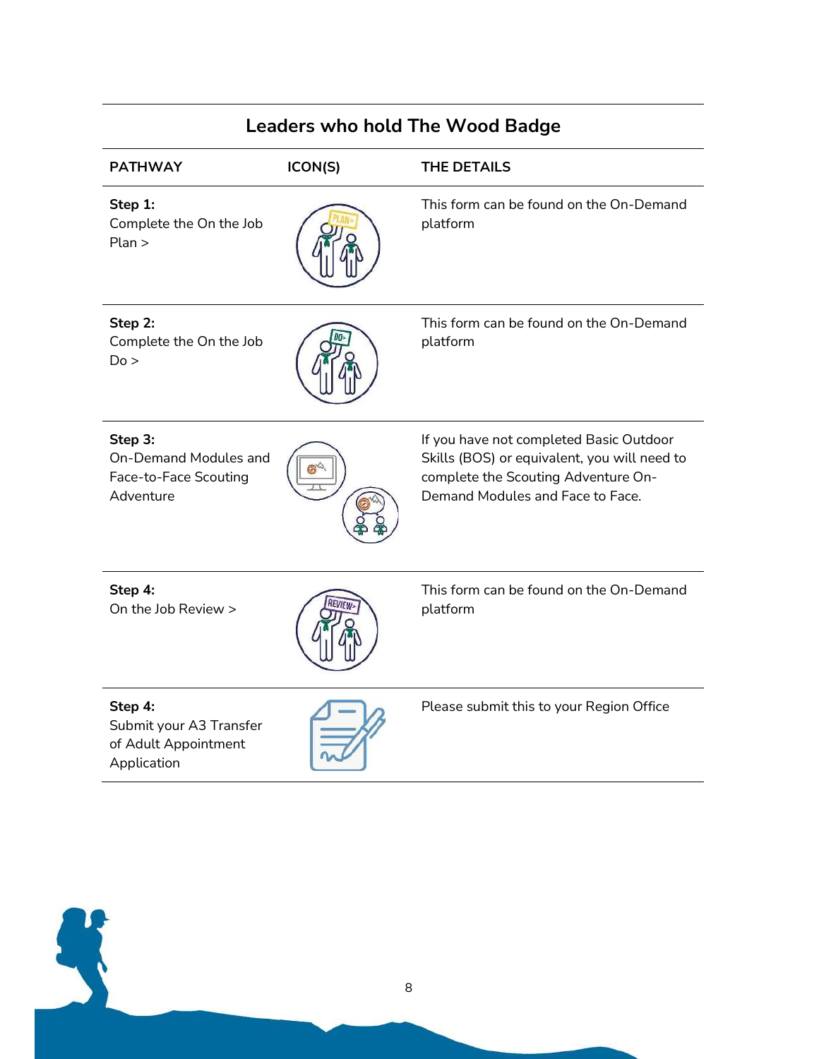## Leaders who hold The Wood Badge

| PATHWAY | ICON(S) | THE DETAILS |
|---|---|---|
| **Step 1:** Complete the On the Job Plan > | | This form can be found on the On-Demand platform |
| **Step 2:** Complete the On the Job Do > | | This form can be found on the On-Demand platform |
| **Step 3:** On-Demand Modules and Face-to-Face Scouting Adventure | | If you have not completed Basic Outdoor Skills (BOS) or equivalent, you will need to complete the Scouting Adventure On-Demand Modules and Face to Face. |
| **Step 4:** On the Job Review > | | This form can be found on the On-Demand platform |
| **Step 4:** Submit your A3 Transfer of Adult Appointment Application | | Please submit this to your Region Office |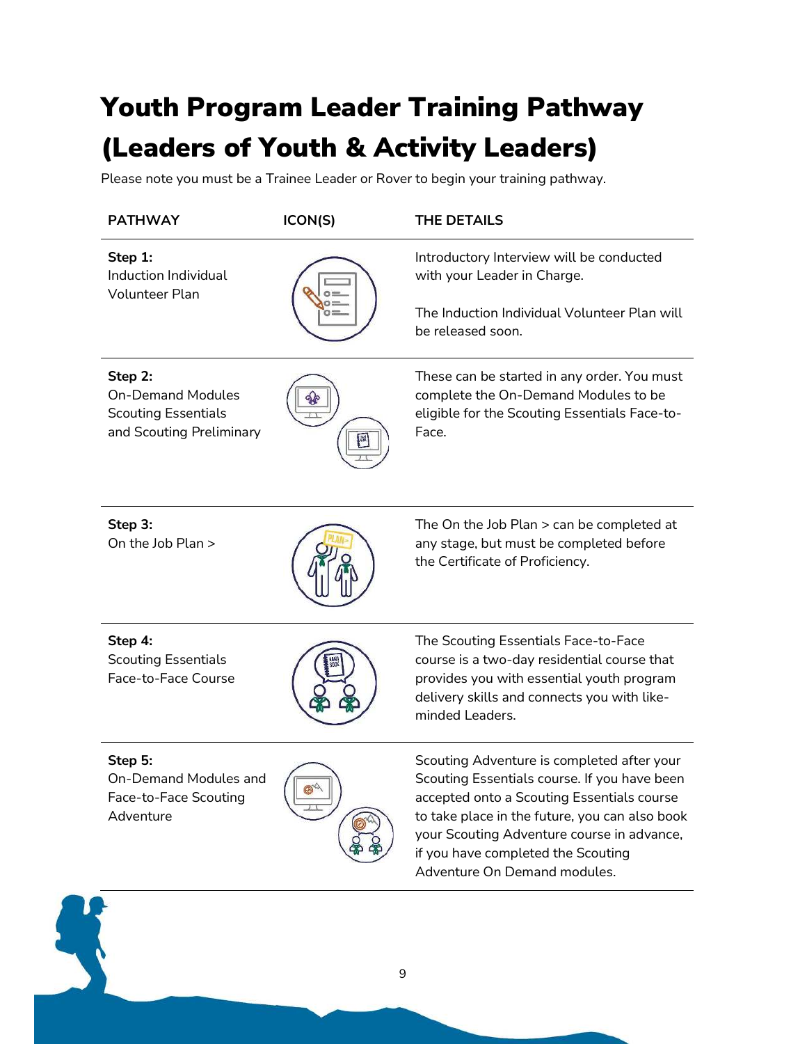# Youth Program Leader Training Pathway (Leaders of Youth & Activity Leaders)

Please note you must be a Trainee Leader or Rover to begin your training pathway.

| PATHWAY | ICON(S) | THE DETAILS |
|---|---|---|
| **Step 1:** Induction Individual Volunteer Plan | | Introductory Interview will be conducted with your Leader in Charge. The Induction Individual Volunteer Plan will be released soon. |
| **Step 2:** On-Demand Modules Scouting Essentials and Scouting Preliminary | | These can be started in any order. You must complete the On-Demand Modules to be eligible for the Scouting Essentials Face-to-Face. |
| **Step 3:** On the Job Plan > | | The On the Job Plan > can be completed at any stage, but must be completed before the Certificate of Proficiency. |
| **Step 4:** Scouting Essentials Face-to-Face Course | | The Scouting Essentials Face-to-Face course is a two-day residential course that provides you with essential youth program delivery skills and connects you with like-minded Leaders. |
| **Step 5:** On-Demand Modules and Face-to-Face Scouting Adventure | | Scouting Adventure is completed after your Scouting Essentials course. If you have been accepted onto a Scouting Essentials course to take place in the future, you can also book your Scouting Adventure course in advance, if you have completed the Scouting Adventure On Demand modules. |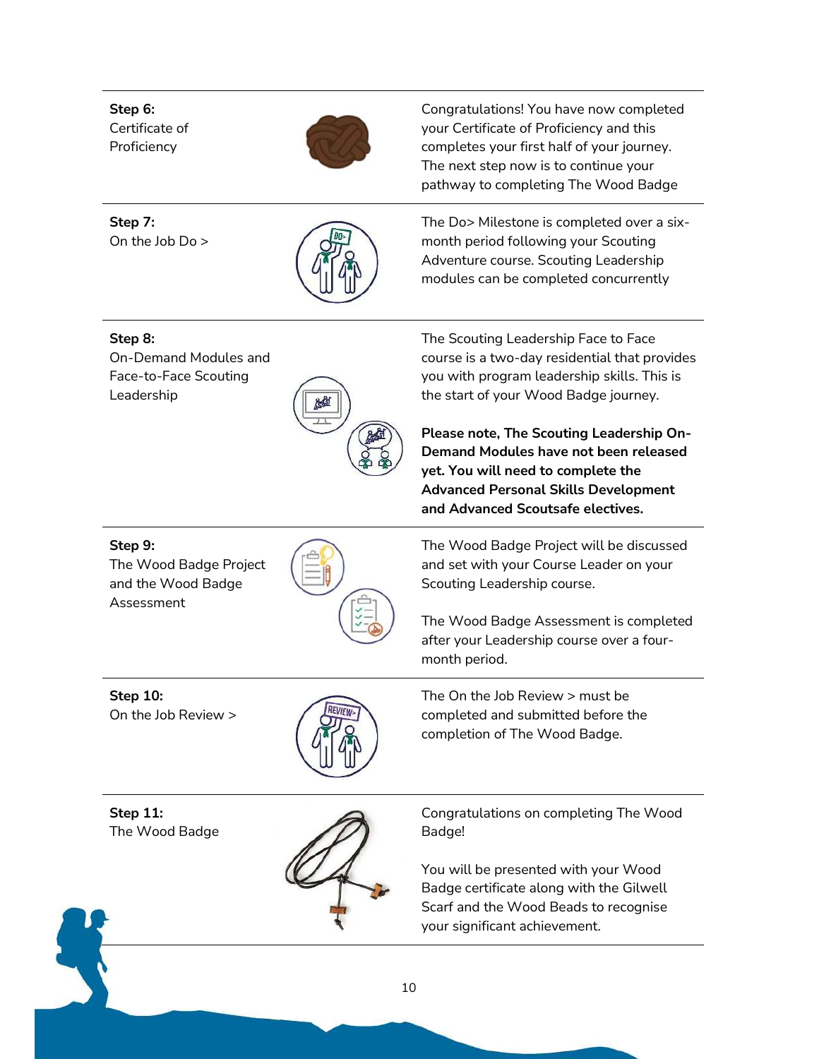| | |
|---|---|
| **Step 6:** Certificate of Proficiency | Congratulations! You have now completed your Certificate of Proficiency and this completes your first half of your journey. The next step now is to continue your pathway to completing The Wood Badge |
| **Step 7:** On the Job Do > | The Do> Milestone is completed over a six-month period following your Scouting Adventure course. Scouting Leadership modules can be completed concurrently |
| **Step 8:** On-Demand Modules and Face-to-Face Scouting Leadership | The Scouting Leadership Face to Face course is a two-day residential that provides you with program leadership skills. This is the start of your Wood Badge journey.<br><br>**Please note, The Scouting Leadership On-Demand Modules have not been released yet. You will need to complete the Advanced Personal Skills Development and Advanced Scoutsafe electives.** |
| **Step 9:** The Wood Badge Project and the Wood Badge Assessment | The Wood Badge Project will be discussed and set with your Course Leader on your Scouting Leadership course.<br><br>The Wood Badge Assessment is completed after your Leadership course over a four-month period. |
| **Step 10:** On the Job Review > | The On the Job Review > must be completed and submitted before the completion of The Wood Badge. |
| **Step 11:** The Wood Badge | Congratulations on completing The Wood Badge!<br><br>You will be presented with your Wood Badge certificate along with the Gilwell Scarf and the Wood Beads to recognise your significant achievement. |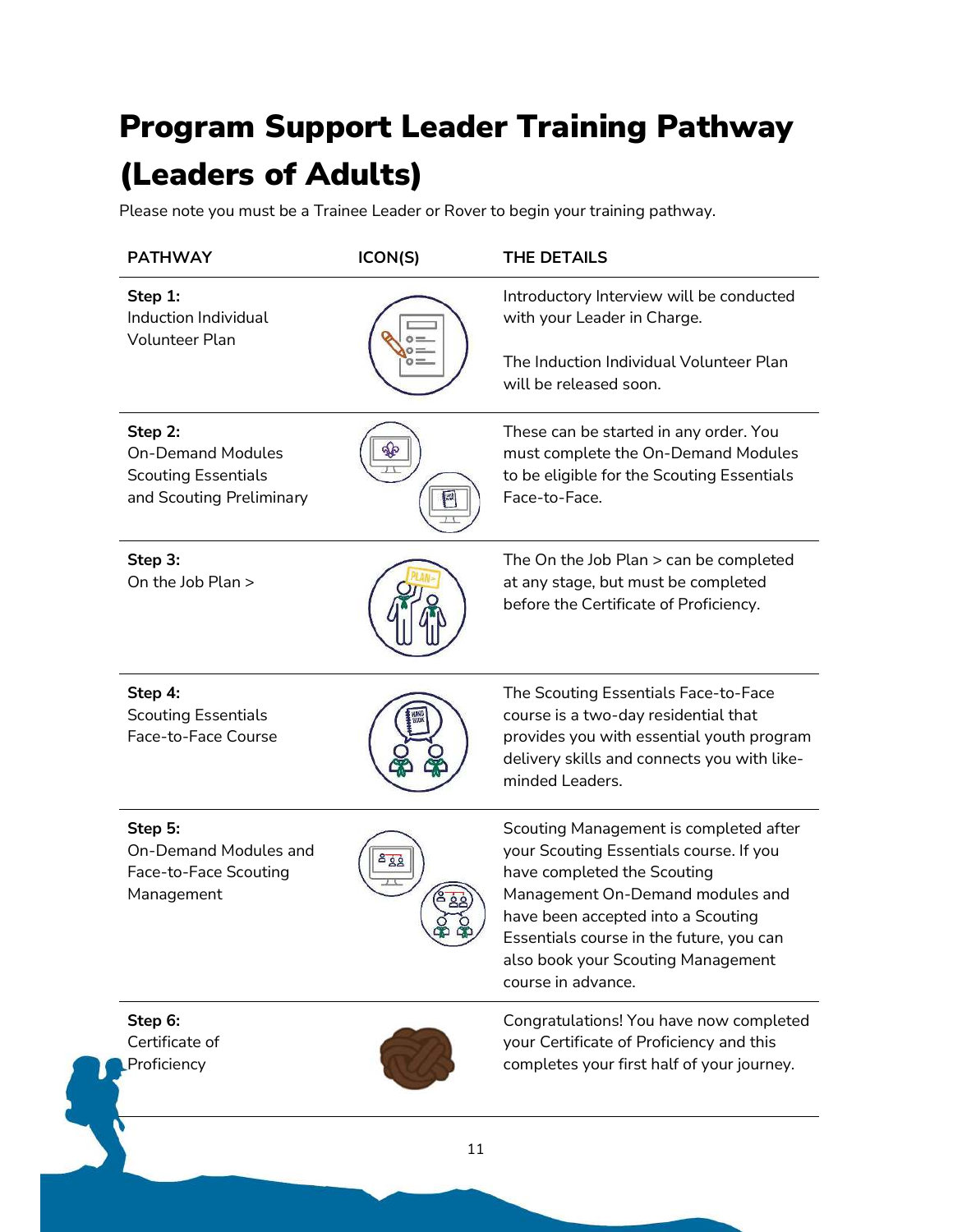# Program Support Leader Training Pathway (Leaders of Adults)

Please note you must be a Trainee Leader or Rover to begin your training pathway.

| PATHWAY | ICON(S) | THE DETAILS |
|---|---|---|
| **Step 1:** Induction Individual Volunteer Plan | | Introductory Interview will be conducted with your Leader in Charge. The Induction Individual Volunteer Plan will be released soon. |
| **Step 2:** On-Demand Modules Scouting Essentials and Scouting Preliminary | | These can be started in any order. You must complete the On-Demand Modules to be eligible for the Scouting Essentials Face-to-Face. |
| **Step 3:** On the Job Plan > | | The On the Job Plan > can be completed at any stage, but must be completed before the Certificate of Proficiency. |
| **Step 4:** Scouting Essentials Face-to-Face Course | | The Scouting Essentials Face-to-Face course is a two-day residential that provides you with essential youth program delivery skills and connects you with like-minded Leaders. |
| **Step 5:** On-Demand Modules and Face-to-Face Scouting Management | | Scouting Management is completed after your Scouting Essentials course. If you have completed the Scouting Management On-Demand modules and have been accepted into a Scouting Essentials course in the future, you can also book your Scouting Management course in advance. |
| **Step 6:** Certificate of Proficiency | | Congratulations! You have now completed your Certificate of Proficiency and this completes your first half of your journey. |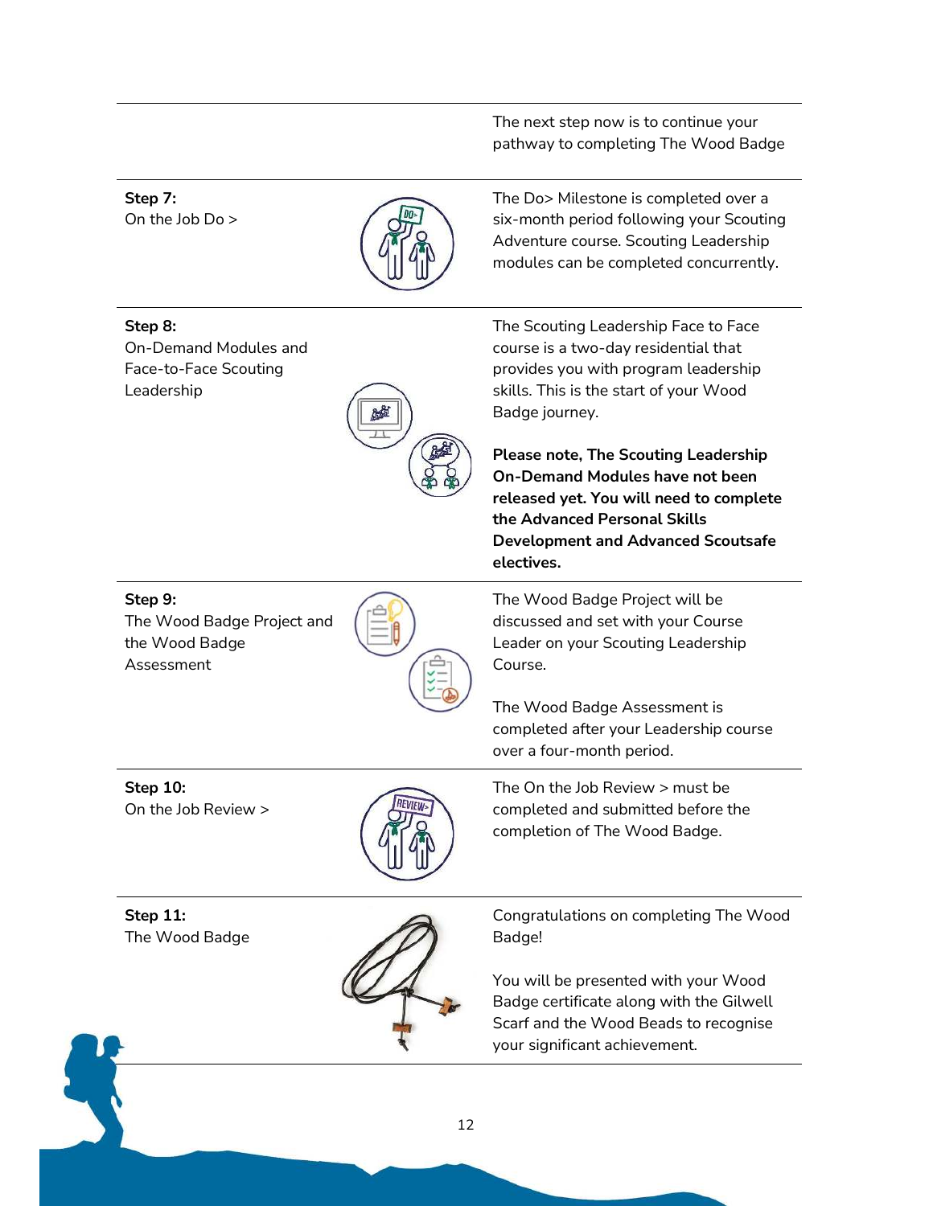| | |
|---|---|
| | The next step now is to continue your pathway to completing The Wood Badge |
| **Step 7:** On the Job Do > | The Do> Milestone is completed over a six-month period following your Scouting Adventure course. Scouting Leadership modules can be completed concurrently. |
| **Step 8:** On-Demand Modules and Face-to-Face Scouting Leadership | The Scouting Leadership Face to Face course is a two-day residential that provides you with program leadership skills. This is the start of your Wood Badge journey.<br><br>**Please note, The Scouting Leadership On-Demand Modules have not been released yet. You will need to complete the Advanced Personal Skills Development and Advanced Scoutsafe electives.** |
| **Step 9:** The Wood Badge Project and the Wood Badge Assessment | The Wood Badge Project will be discussed and set with your Course Leader on your Scouting Leadership Course.<br><br>The Wood Badge Assessment is completed after your Leadership course over a four-month period. |
| **Step 10:** On the Job Review > | The On the Job Review > must be completed and submitted before the completion of The Wood Badge. |
| **Step 11:** The Wood Badge | Congratulations on completing The Wood Badge!<br><br>You will be presented with your Wood Badge certificate along with the Gilwell Scarf and the Wood Beads to recognise your significant achievement. |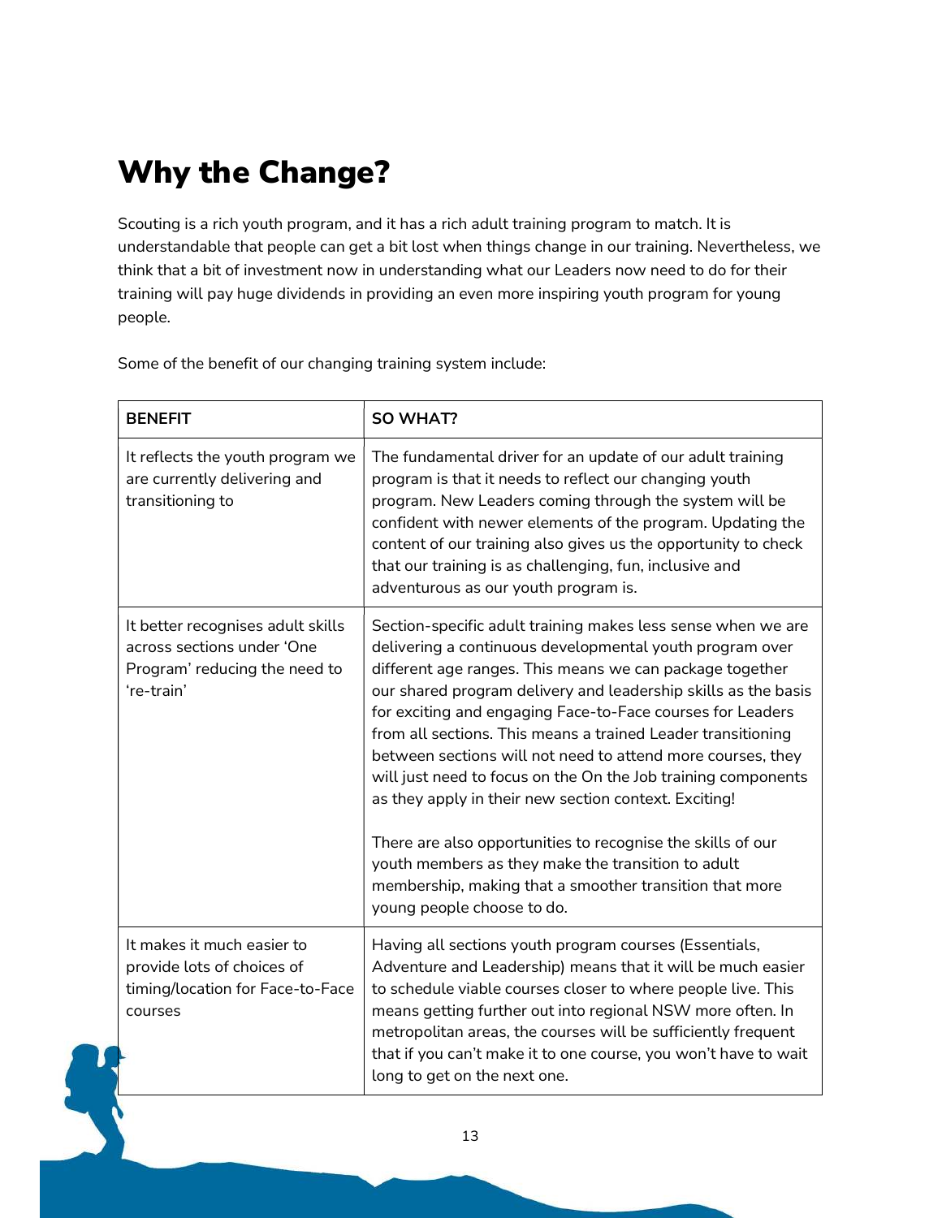# Why the Change?

Scouting is a rich youth program, and it has a rich adult training program to match. It is understandable that people can get a bit lost when things change in our training. Nevertheless, we think that a bit of investment now in understanding what our Leaders now need to do for their training will pay huge dividends in providing an even more inspiring youth program for young people.

Some of the benefit of our changing training system include:

| BENEFIT | SO WHAT? |
|---|---|
| It reflects the youth program we are currently delivering and transitioning to | The fundamental driver for an update of our adult training program is that it needs to reflect our changing youth program. New Leaders coming through the system will be confident with newer elements of the program. Updating the content of our training also gives us the opportunity to check that our training is as challenging, fun, inclusive and adventurous as our youth program is. |
| It better recognises adult skills across sections under 'One Program' reducing the need to 're-train' | Section-specific adult training makes less sense when we are delivering a continuous developmental youth program over different age ranges. This means we can package together our shared program delivery and leadership skills as the basis for exciting and engaging Face-to-Face courses for Leaders from all sections. This means a trained Leader transitioning between sections will not need to attend more courses, they will just need to focus on the On the Job training components as they apply in their new section context. Exciting!<br><br>There are also opportunities to recognise the skills of our youth members as they make the transition to adult membership, making that a smoother transition that more young people choose to do. |
| It makes it much easier to provide lots of choices of timing/location for Face-to-Face courses | Having all sections youth program courses (Essentials, Adventure and Leadership) means that it will be much easier to schedule viable courses closer to where people live. This means getting further out into regional NSW more often. In metropolitan areas, the courses will be sufficiently frequent that if you can't make it to one course, you won't have to wait long to get on the next one. |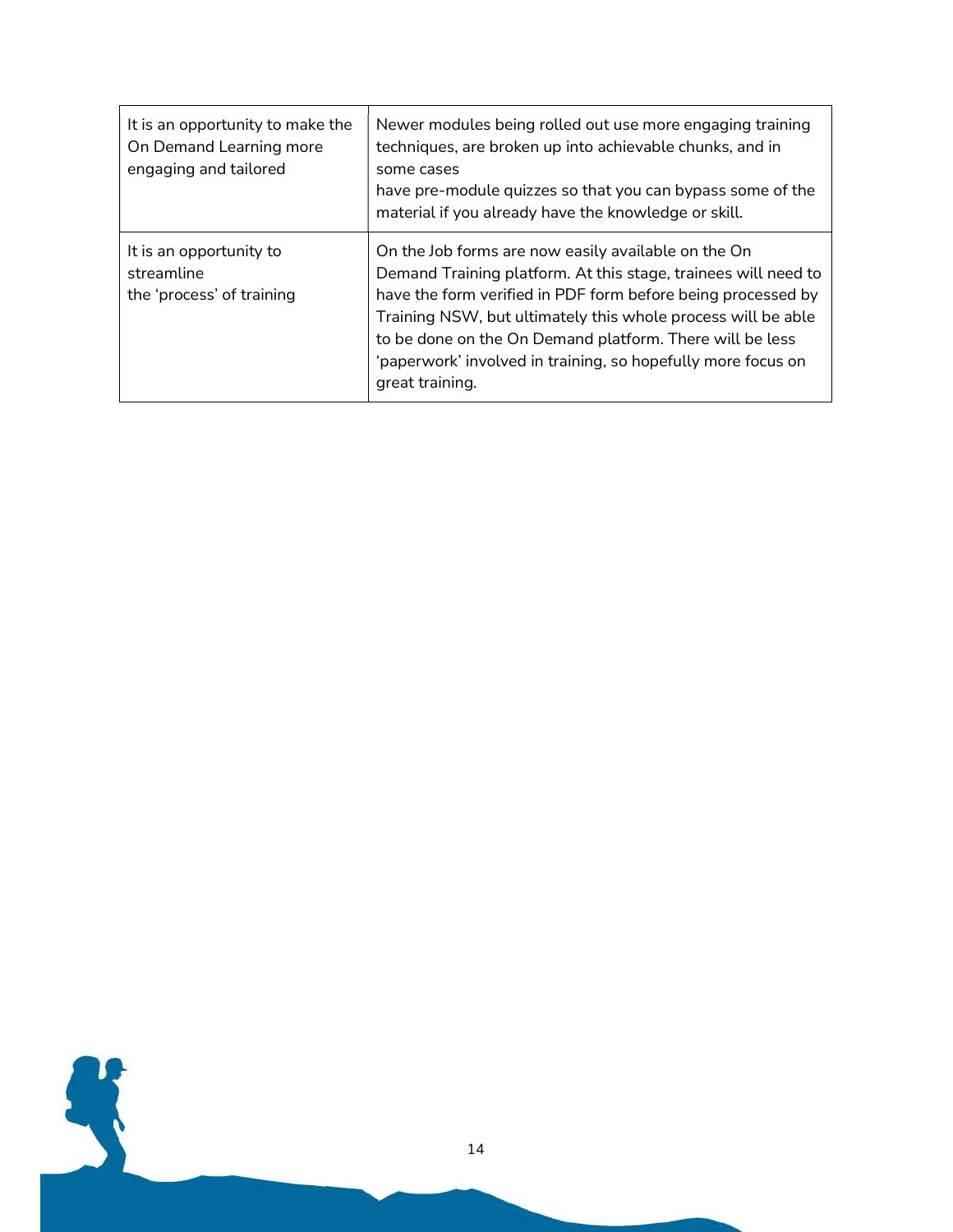| It is an opportunity to make the On Demand Learning more engaging and tailored | Newer modules being rolled out use more engaging training techniques, are broken up into achievable chunks, and in some cases have pre-module quizzes so that you can bypass some of the material if you already have the knowledge or skill. |
|---|---|
| It is an opportunity to streamline the 'process' of training | On the Job forms are now easily available on the On Demand Training platform. At this stage, trainees will need to have the form verified in PDF form before being processed by Training NSW, but ultimately this whole process will be able to be done on the On Demand platform. There will be less 'paperwork' involved in training, so hopefully more focus on great training. |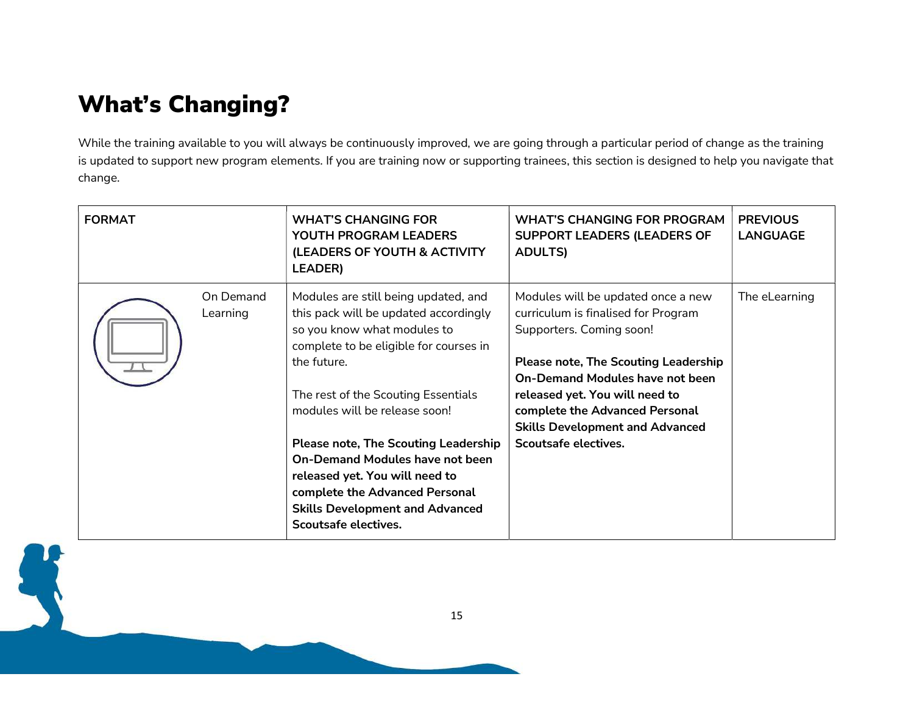# What's Changing?

While the training available to you will always be continuously improved, we are going through a particular period of change as the training is updated to support new program elements. If you are training now or supporting trainees, this section is designed to help you navigate that change.

| FORMAT | WHAT'S CHANGING FOR YOUTH PROGRAM LEADERS (LEADERS OF YOUTH & ACTIVITY LEADER) | WHAT'S CHANGING FOR PROGRAM SUPPORT LEADERS (LEADERS OF ADULTS) | PREVIOUS LANGUAGE |
|---|---|---|---|
| On Demand Learning | Modules are still being updated, and this pack will be updated accordingly so you know what modules to complete to be eligible for courses in the future.<br><br>The rest of the Scouting Essentials modules will be release soon!<br><br>**Please note, The Scouting Leadership On-Demand Modules have not been released yet. You will need to complete the Advanced Personal Skills Development and Advanced Scoutsafe electives.** | Modules will be updated once a new curriculum is finalised for Program Supporters. Coming soon!<br><br>**Please note, The Scouting Leadership On-Demand Modules have not been released yet. You will need to complete the Advanced Personal Skills Development and Advanced Scoutsafe electives.** | The eLearning |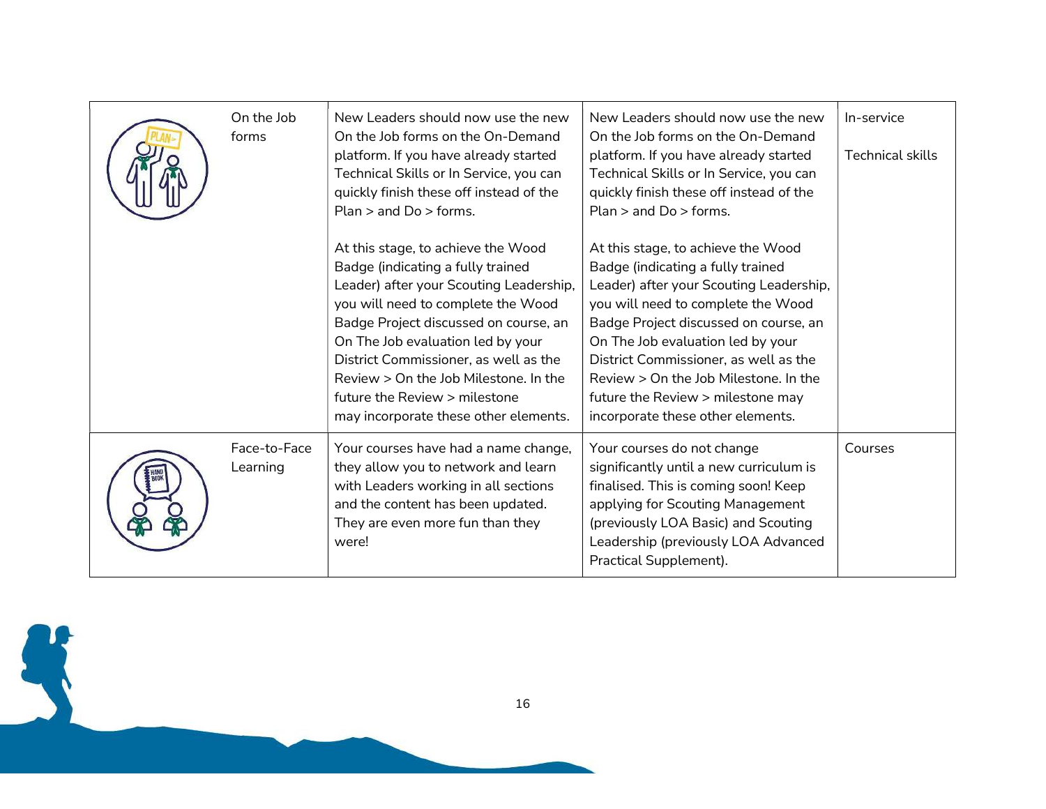|  | On the Job forms | New Leaders should now use the new On the Job forms on the On-Demand platform. If you have already started Technical Skills or In Service, you can quickly finish these off instead of the Plan > and Do > forms.<br><br>At this stage, to achieve the Wood Badge (indicating a fully trained Leader) after your Scouting Leadership, you will need to complete the Wood Badge Project discussed on course, an On The Job evaluation led by your District Commissioner, as well as the Review > On the Job Milestone. In the future the Review > milestone may incorporate these other elements. | New Leaders should now use the new On the Job forms on the On-Demand platform. If you have already started Technical Skills or In Service, you can quickly finish these off instead of the Plan > and Do > forms.<br><br>At this stage, to achieve the Wood Badge (indicating a fully trained Leader) after your Scouting Leadership, you will need to complete the Wood Badge Project discussed on course, an On The Job evaluation led by your District Commissioner, as well as the Review > On the Job Milestone. In the future the Review > milestone may incorporate these other elements. | In-service<br><br>Technical skills |
|---|---|---|---|---|
|  | Face-to-Face Learning | Your courses have had a name change, they allow you to network and learn with Leaders working in all sections and the content has been updated. They are even more fun than they were! | Your courses do not change significantly until a new curriculum is finalised. This is coming soon! Keep applying for Scouting Management (previously LOA Basic) and Scouting Leadership (previously LOA Advanced Practical Supplement). | Courses |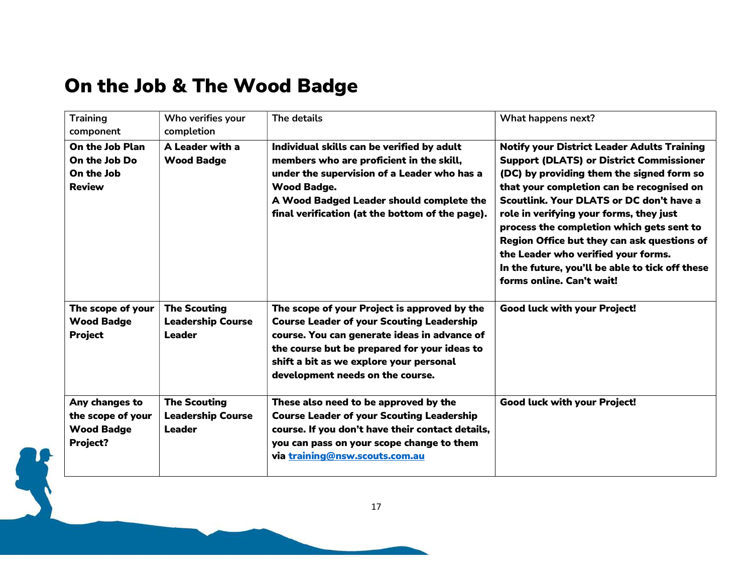# On the Job & The Wood Badge

| Training component | Who verifies your completion | The details | What happens next? |
|---|---|---|---|
| **On the Job Plan On the Job Do On the Job Review** | **A Leader with a Wood Badge** | **Individual skills can be verified by adult members who are proficient in the skill, under the supervision of a Leader who has a Wood Badge. A Wood Badged Leader should complete the final verification (at the bottom of the page).** | **Notify your District Leader Adults Training Support (DLATS) or District Commissioner (DC) by providing them the signed form so that your completion can be recognised on Scoutlink. Your DLATS or DC don't have a role in verifying your forms, they just process the completion which gets sent to Region Office but they can ask questions of the Leader who verified your forms. In the future, you'll be able to tick off these forms online. Can't wait!** |
| **The scope of your Wood Badge Project** | **The Scouting Leadership Course Leader** | **The scope of your Project is approved by the Course Leader of your Scouting Leadership course. You can generate ideas in advance of the course but be prepared for your ideas to shift a bit as we explore your personal development needs on the course.** | **Good luck with your Project!** |
| **Any changes to the scope of your Wood Badge Project?** | **The Scouting Leadership Course Leader** | **These also need to be approved by the Course Leader of your Scouting Leadership course. If you don't have their contact details, you can pass on your scope change to them via [training@nsw.scouts.com.au](mailto:training@nsw.scouts.com.au)** | **Good luck with your Project!** |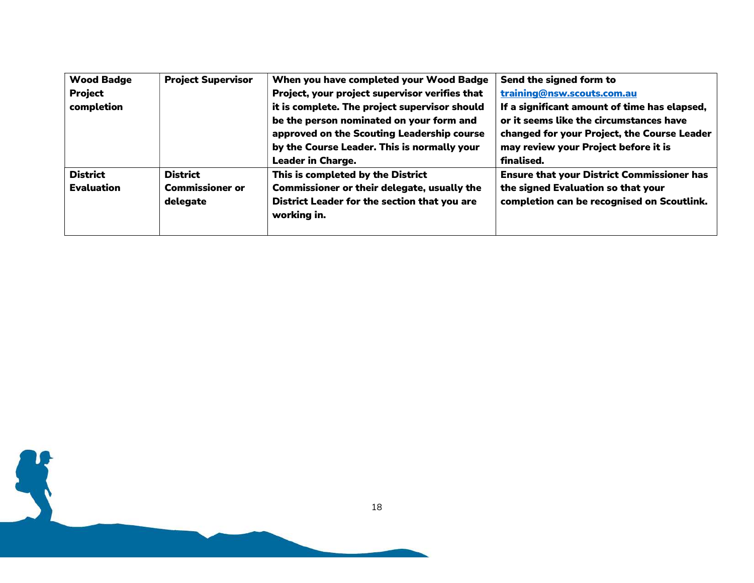| **Wood Badge Project completion** | **Project Supervisor** | **When you have completed your Wood Badge Project, your project supervisor verifies that it is complete. The project supervisor should be the person nominated on your form and approved on the Scouting Leadership course by the Course Leader. This is normally your Leader in Charge.** | **Send the signed form to [training@nsw.scouts.com.au](mailto:training@nsw.scouts.com.au) If a significant amount of time has elapsed, or it seems like the circumstances have changed for your Project, the Course Leader may review your Project before it is finalised.** |
|---|---|---|---|
| **District Evaluation** | **District Commissioner or delegate** | **This is completed by the District Commissioner or their delegate, usually the District Leader for the section that you are working in.** | **Ensure that your District Commissioner has the signed Evaluation so that your completion can be recognised on Scoutlink.** |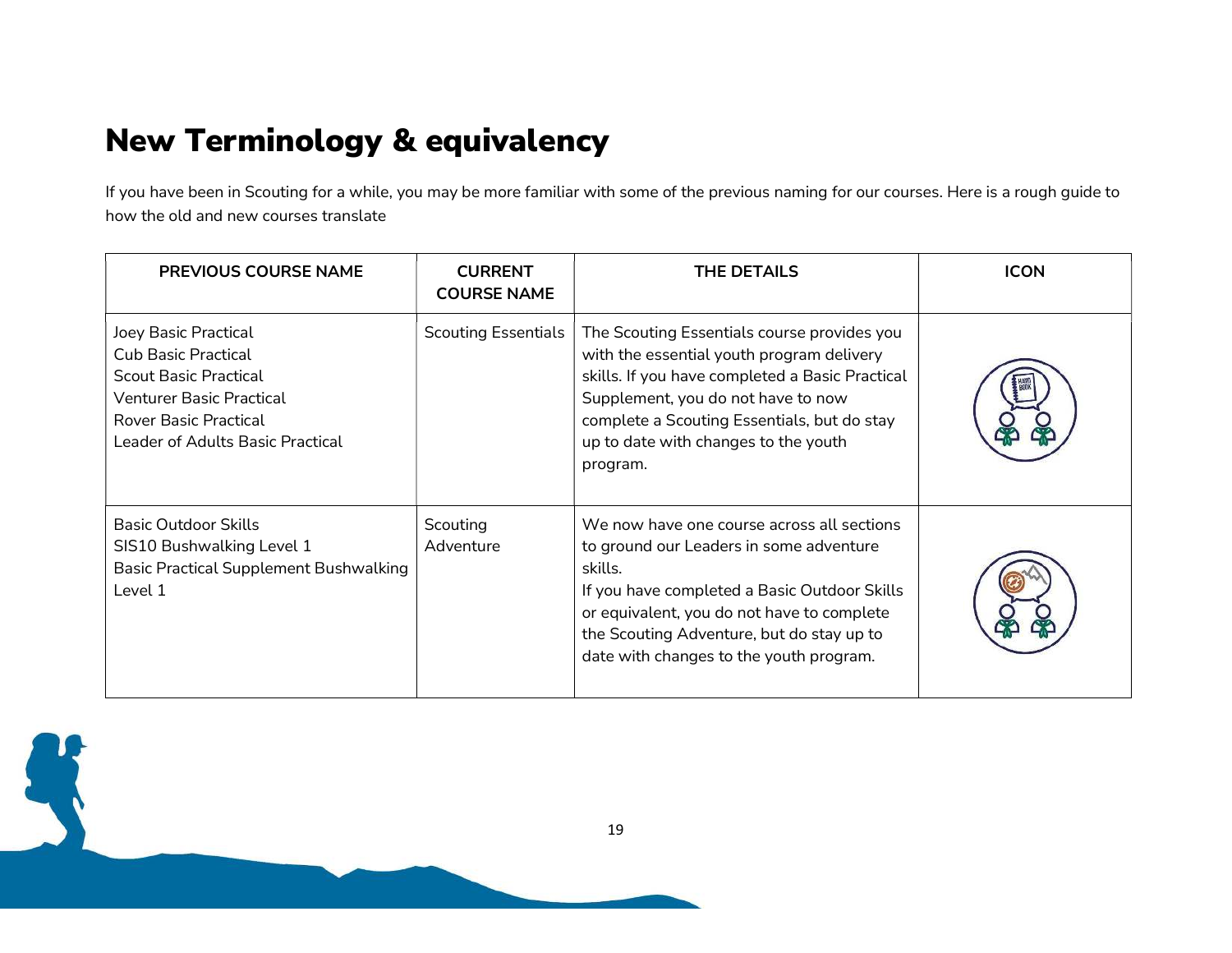# New Terminology & equivalency

If you have been in Scouting for a while, you may be more familiar with some of the previous naming for our courses. Here is a rough guide to how the old and new courses translate

| PREVIOUS COURSE NAME | CURRENT COURSE NAME | THE DETAILS | ICON |
|---|---|---|---|
| Joey Basic Practical<br>Cub Basic Practical<br>Scout Basic Practical<br>Venturer Basic Practical<br>Rover Basic Practical<br>Leader of Adults Basic Practical | Scouting Essentials | The Scouting Essentials course provides you with the essential youth program delivery skills. If you have completed a Basic Practical Supplement, you do not have to now complete a Scouting Essentials, but do stay up to date with changes to the youth program. | |
| Basic Outdoor Skills<br>SIS10 Bushwalking Level 1<br>Basic Practical Supplement Bushwalking Level 1 | Scouting Adventure | We now have one course across all sections to ground our Leaders in some adventure skills.<br>If you have completed a Basic Outdoor Skills or equivalent, you do not have to complete the Scouting Adventure, but do stay up to date with changes to the youth program. | |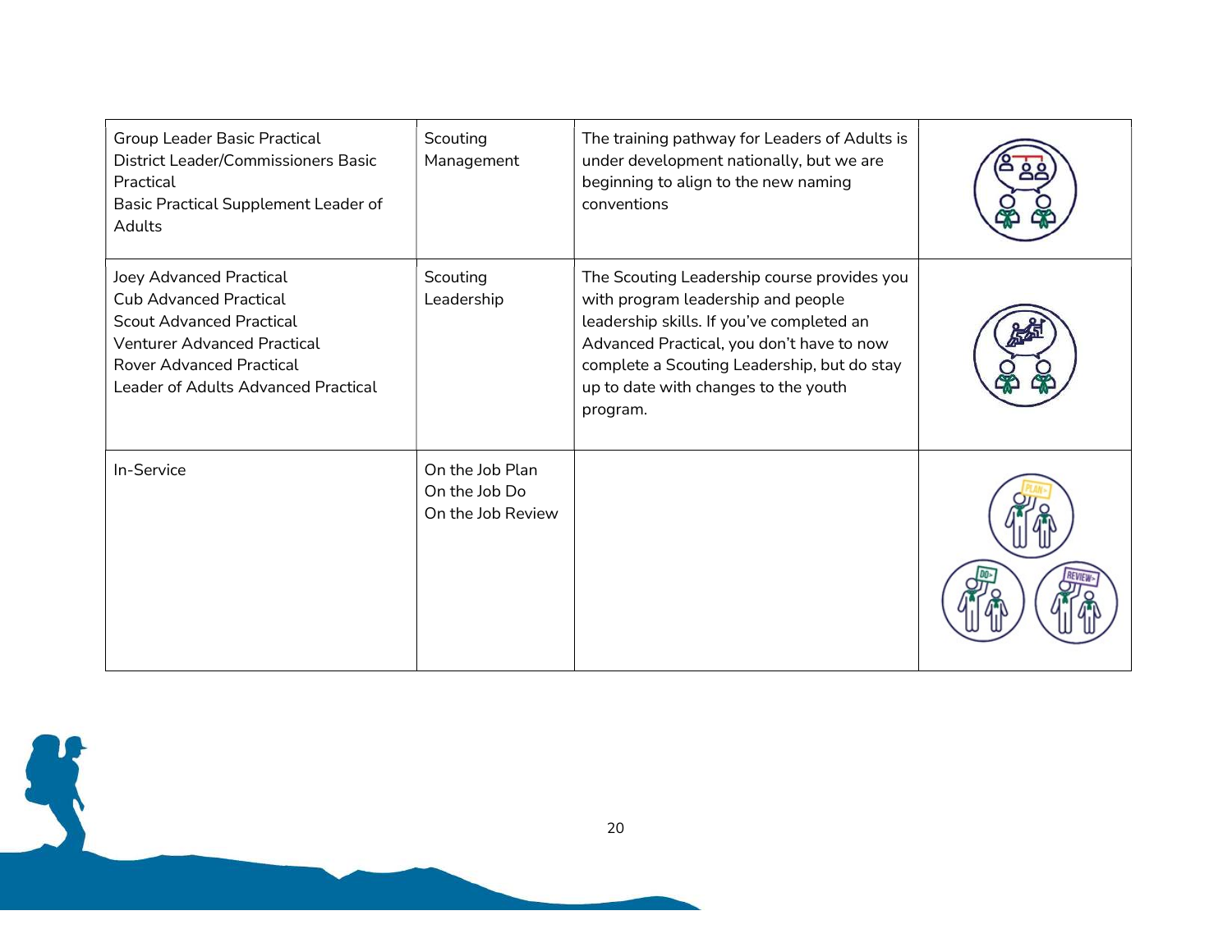| | | | |
|---|---|---|---|
| Group Leader Basic Practical<br>District Leader/Commissioners Basic Practical<br>Basic Practical Supplement Leader of Adults | Scouting Management | The training pathway for Leaders of Adults is under development nationally, but we are beginning to align to the new naming conventions | |
| Joey Advanced Practical<br>Cub Advanced Practical<br>Scout Advanced Practical<br>Venturer Advanced Practical<br>Rover Advanced Practical<br>Leader of Adults Advanced Practical | Scouting Leadership | The Scouting Leadership course provides you with program leadership and people leadership skills. If you've completed an Advanced Practical, you don't have to now complete a Scouting Leadership, but do stay up to date with changes to the youth program. | |
| In-Service | On the Job Plan<br>On the Job Do<br>On the Job Review | | |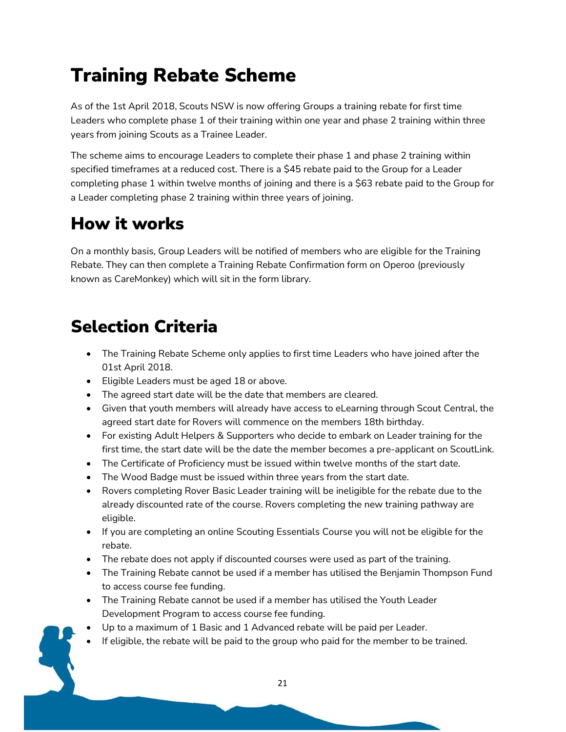# Training Rebate Scheme

As of the 1st April 2018, Scouts NSW is now offering Groups a training rebate for first time Leaders who complete phase 1 of their training within one year and phase 2 training within three years from joining Scouts as a Trainee Leader.

The scheme aims to encourage Leaders to complete their phase 1 and phase 2 training within specified timeframes at a reduced cost. There is a $45 rebate paid to the Group for a Leader completing phase 1 within twelve months of joining and there is a $63 rebate paid to the Group for a Leader completing phase 2 training within three years of joining.

# How it works

On a monthly basis, Group Leaders will be notified of members who are eligible for the Training Rebate. They can then complete a Training Rebate Confirmation form on Operoo (previously known as CareMonkey) which will sit in the form library.

# Selection Criteria

- The Training Rebate Scheme only applies to first time Leaders who have joined after the 01st April 2018.
- Eligible Leaders must be aged 18 or above.
- The agreed start date will be the date that members are cleared.
- Given that youth members will already have access to eLearning through Scout Central, the agreed start date for Rovers will commence on the members 18th birthday.
- For existing Adult Helpers & Supporters who decide to embark on Leader training for the first time, the start date will be the date the member becomes a pre-applicant on ScoutLink.
- The Certificate of Proficiency must be issued within twelve months of the start date.
- The Wood Badge must be issued within three years from the start date.
- Rovers completing Rover Basic Leader training will be ineligible for the rebate due to the already discounted rate of the course. Rovers completing the new training pathway are eligible.
- If you are completing an online Scouting Essentials Course you will not be eligible for the rebate.
- The rebate does not apply if discounted courses were used as part of the training.
- The Training Rebate cannot be used if a member has utilised the Benjamin Thompson Fund to access course fee funding.
- The Training Rebate cannot be used if a member has utilised the Youth Leader Development Program to access course fee funding.
- Up to a maximum of 1 Basic and 1 Advanced rebate will be paid per Leader.
- If eligible, the rebate will be paid to the group who paid for the member to be trained.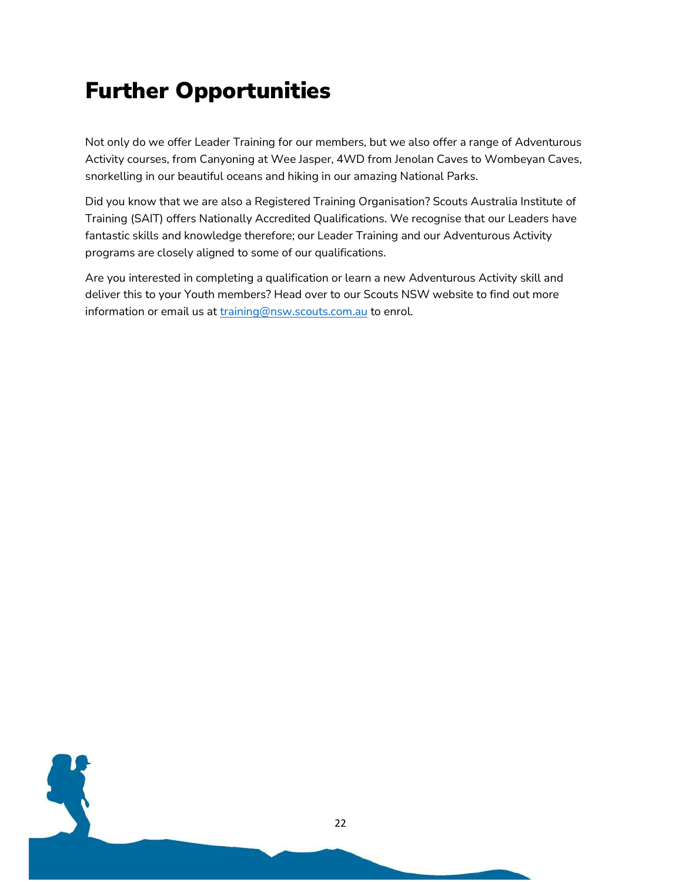# Further Opportunities

Not only do we offer Leader Training for our members, but we also offer a range of Adventurous Activity courses, from Canyoning at Wee Jasper, 4WD from Jenolan Caves to Wombeyan Caves, snorkelling in our beautiful oceans and hiking in our amazing National Parks.

Did you know that we are also a Registered Training Organisation? Scouts Australia Institute of Training (SAIT) offers Nationally Accredited Qualifications. We recognise that our Leaders have fantastic skills and knowledge therefore; our Leader Training and our Adventurous Activity programs are closely aligned to some of our qualifications.

Are you interested in completing a qualification or learn a new Adventurous Activity skill and deliver this to your Youth members? Head over to our Scouts NSW website to find out more information or email us at [training@nsw.scouts.com.au](mailto:training@nsw.scouts.com.au) to enrol.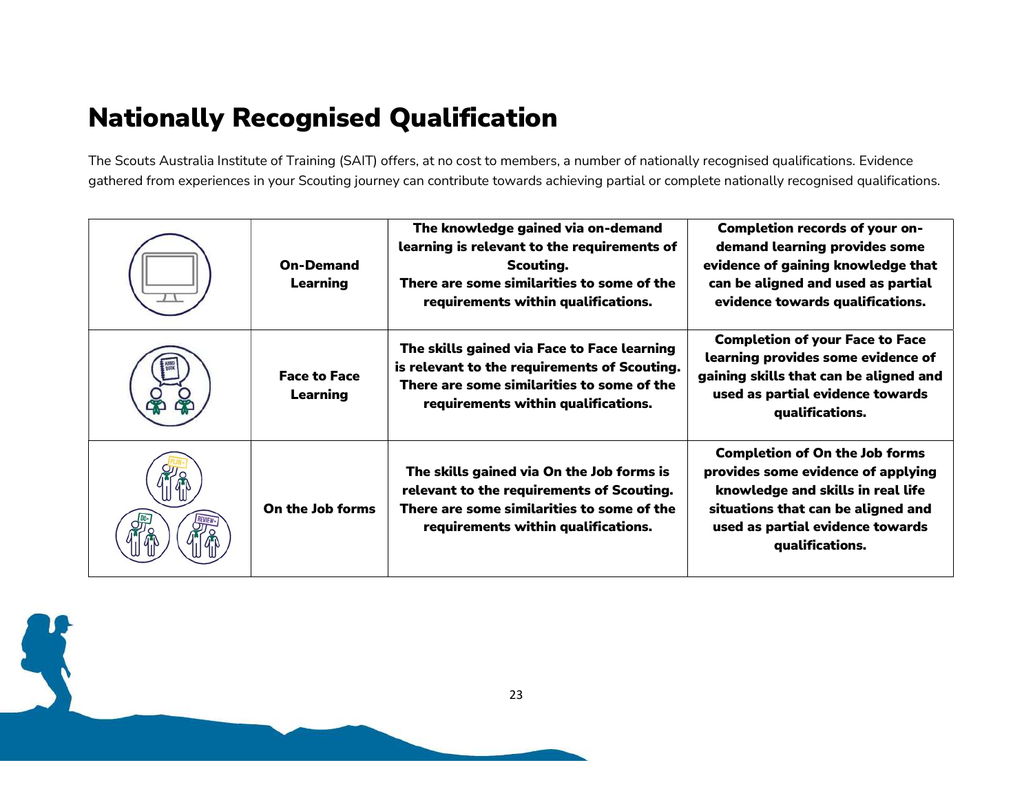# Nationally Recognised Qualification

The Scouts Australia Institute of Training (SAIT) offers, at no cost to members, a number of nationally recognised qualifications. Evidence gathered from experiences in your Scouting journey can contribute towards achieving partial or complete nationally recognised qualifications.

| | | | |
|---|---|---|---|
| | **On-Demand Learning** | **The knowledge gained via on-demand learning is relevant to the requirements of Scouting. There are some similarities to some of the requirements within qualifications.** | **Completion records of your on-demand learning provides some evidence of gaining knowledge that can be aligned and used as partial evidence towards qualifications.** |
| | **Face to Face Learning** | **The skills gained via Face to Face learning is relevant to the requirements of Scouting. There are some similarities to some of the requirements within qualifications.** | **Completion of your Face to Face learning provides some evidence of gaining skills that can be aligned and used as partial evidence towards qualifications.** |
| | **On the Job forms** | **The skills gained via On the Job forms is relevant to the requirements of Scouting. There are some similarities to some of the requirements within qualifications.** | **Completion of On the Job forms provides some evidence of applying knowledge and skills in real life situations that can be aligned and used as partial evidence towards qualifications.** |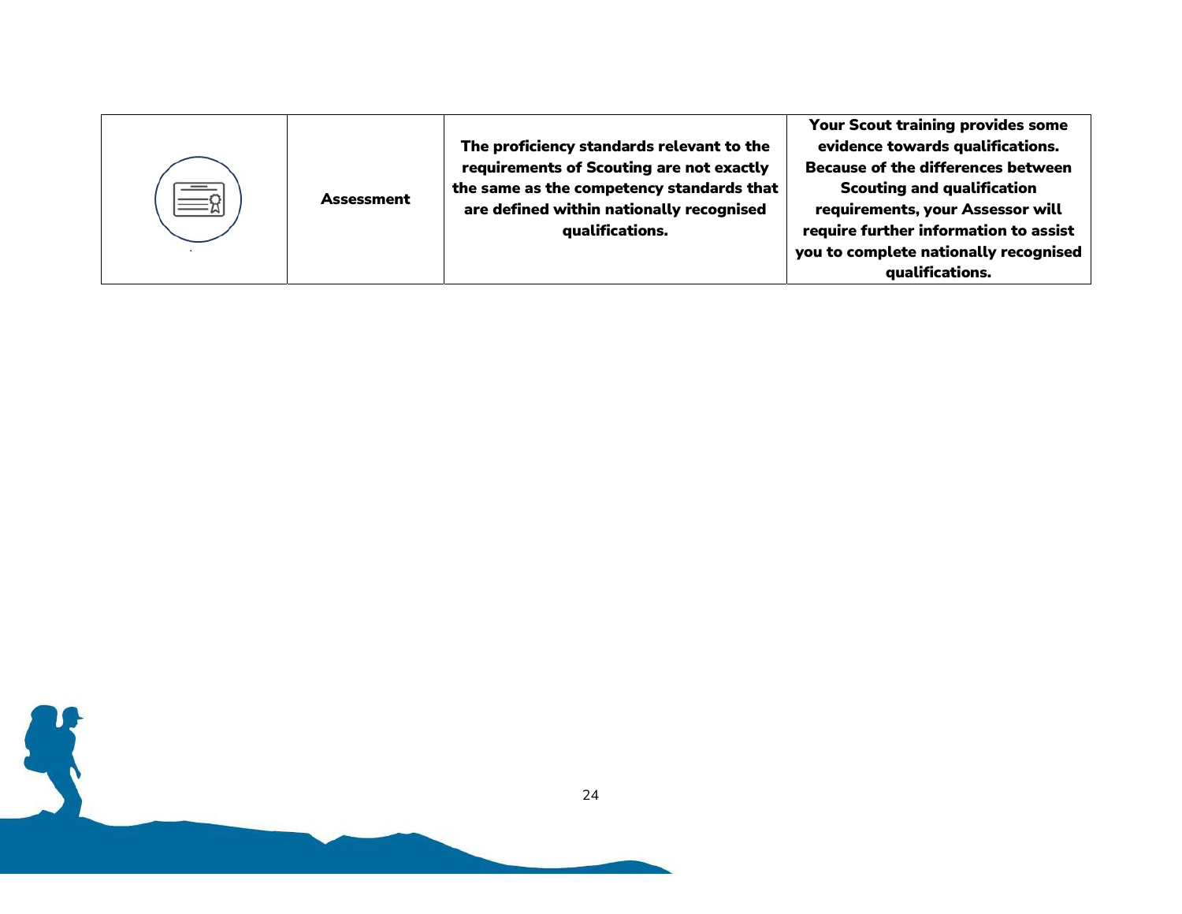|  | Assessment | The proficiency standards relevant to the requirements of Scouting are not exactly the same as the competency standards that are defined within nationally recognised qualifications. | Your Scout training provides some evidence towards qualifications. Because of the differences between Scouting and qualification requirements, your Assessor will require further information to assist you to complete nationally recognised qualifications. |
|---|---|---|---|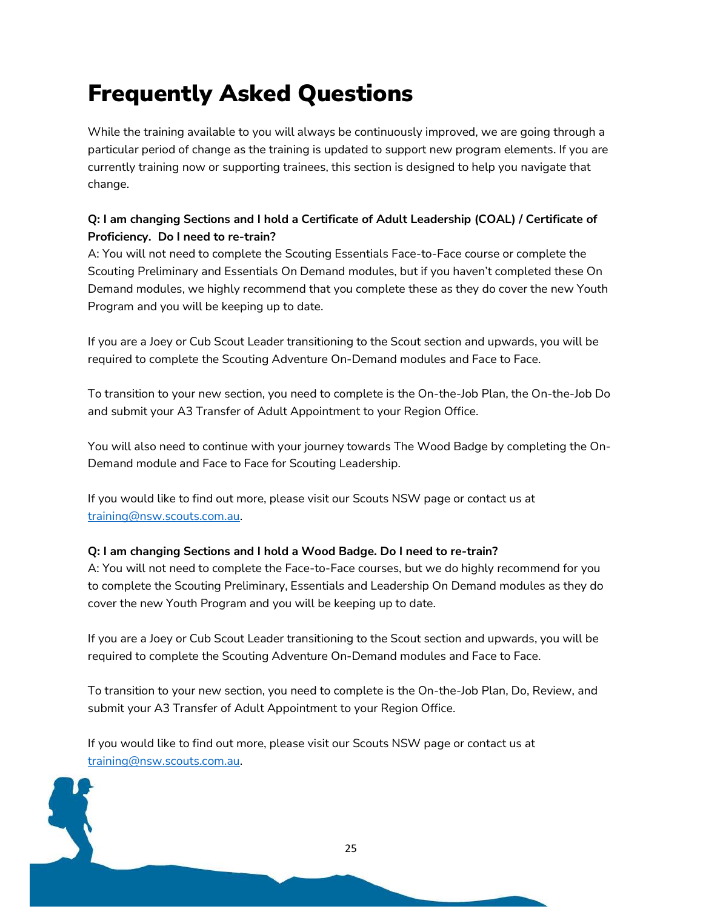# Frequently Asked Questions

While the training available to you will always be continuously improved, we are going through a particular period of change as the training is updated to support new program elements. If you are currently training now or supporting trainees, this section is designed to help you navigate that change.

**Q: I am changing Sections and I hold a Certificate of Adult Leadership (COAL) / Certificate of Proficiency. Do I need to re-train?**
A: You will not need to complete the Scouting Essentials Face-to-Face course or complete the Scouting Preliminary and Essentials On Demand modules, but if you haven't completed these On Demand modules, we highly recommend that you complete these as they do cover the new Youth Program and you will be keeping up to date.

If you are a Joey or Cub Scout Leader transitioning to the Scout section and upwards, you will be required to complete the Scouting Adventure On-Demand modules and Face to Face.

To transition to your new section, you need to complete is the On-the-Job Plan, the On-the-Job Do and submit your A3 Transfer of Adult Appointment to your Region Office.

You will also need to continue with your journey towards The Wood Badge by completing the On-Demand module and Face to Face for Scouting Leadership.

If you would like to find out more, please visit our Scouts NSW page or contact us at training@nsw.scouts.com.au.

**Q: I am changing Sections and I hold a Wood Badge. Do I need to re-train?**
A: You will not need to complete the Face-to-Face courses, but we do highly recommend for you to complete the Scouting Preliminary, Essentials and Leadership On Demand modules as they do cover the new Youth Program and you will be keeping up to date.

If you are a Joey or Cub Scout Leader transitioning to the Scout section and upwards, you will be required to complete the Scouting Adventure On-Demand modules and Face to Face.

To transition to your new section, you need to complete is the On-the-Job Plan, Do, Review, and submit your A3 Transfer of Adult Appointment to your Region Office.

If you would like to find out more, please visit our Scouts NSW page or contact us at training@nsw.scouts.com.au.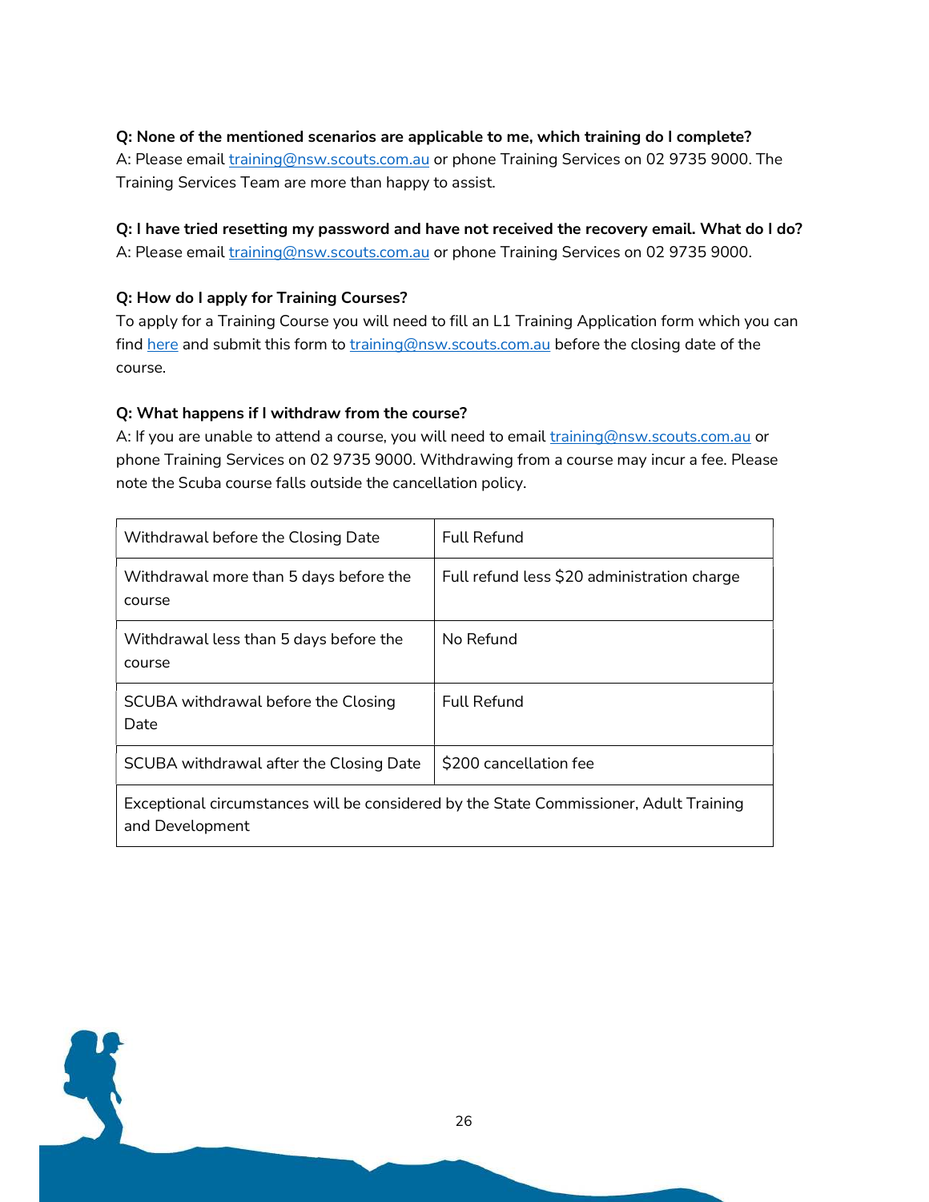**Q: None of the mentioned scenarios are applicable to me, which training do I complete?**
A: Please email training@nsw.scouts.com.au or phone Training Services on 02 9735 9000. The Training Services Team are more than happy to assist.

**Q: I have tried resetting my password and have not received the recovery email. What do I do?**
A: Please email training@nsw.scouts.com.au or phone Training Services on 02 9735 9000.

**Q: How do I apply for Training Courses?**
To apply for a Training Course you will need to fill an L1 Training Application form which you can find here and submit this form to training@nsw.scouts.com.au before the closing date of the course.

**Q: What happens if I withdraw from the course?**
A: If you are unable to attend a course, you will need to email training@nsw.scouts.com.au or phone Training Services on 02 9735 9000. Withdrawing from a course may incur a fee. Please note the Scuba course falls outside the cancellation policy.

| | |
|---|---|
| Withdrawal before the Closing Date | Full Refund |
| Withdrawal more than 5 days before the course | Full refund less $20 administration charge |
| Withdrawal less than 5 days before the course | No Refund |
| SCUBA withdrawal before the Closing Date | Full Refund |
| SCUBA withdrawal after the Closing Date | $200 cancellation fee |
| Exceptional circumstances will be considered by the State Commissioner, Adult Training and Development | |